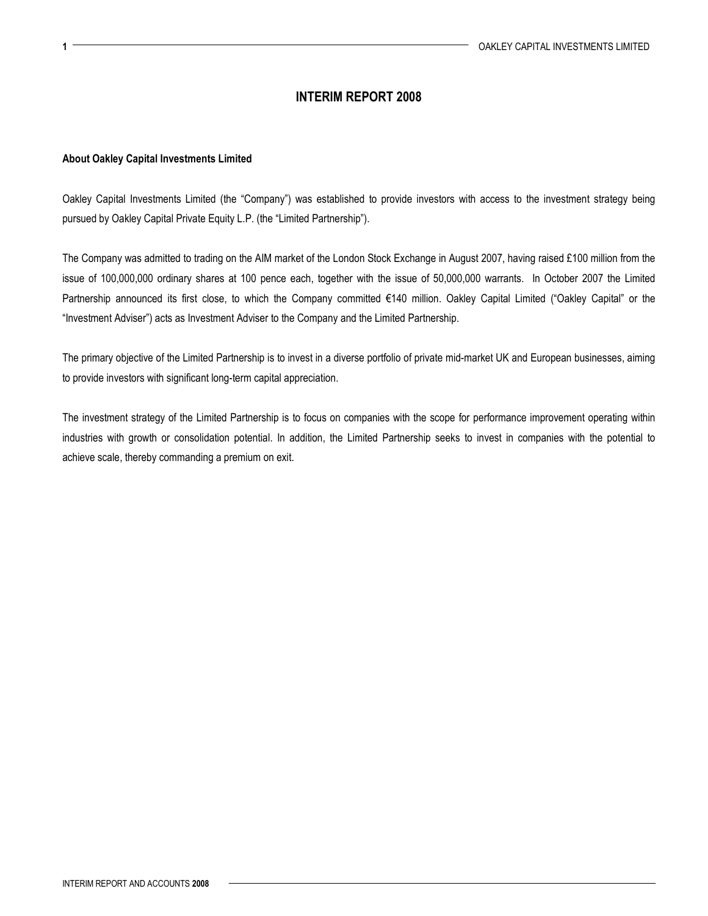# INTERIM REPORT 2008

**About Oakley Capital Investments Limited**

Oakley Capital Investments Limited (the "Company") was established to provide investors with access to the investment strategy being pursued by Oakley Capital Private Equity L.P. (the "Limited Partnership").

The Company was admitted to trading on the AIM market of the London Stock Exchange in August 2007, having raised £100 million from the issue of 100,000,000 ordinary shares at 100 pence each, together with the issue of 50,000,000 warrants. In October 2007 the Limited Partnership announced its first close, to which the Company committed €140 million. Oakley Capital Limited ("Oakley Capital" or the "Investment Adviser") acts as Investment Adviser to the Company and the Limited Partnership.

The primary objective of the Limited Partnership is to invest in a diverse portfolio of private mid-market UK and European businesses, aiming to provide investors with significant long-term capital appreciation.

The investment strategy of the Limited Partnership is to focus on companies with the scope for performance improvement operating within industries with growth or consolidation potential. In addition, the Limited Partnership seeks to invest in companies with the potential to achieve scale, thereby commanding a premium on exit.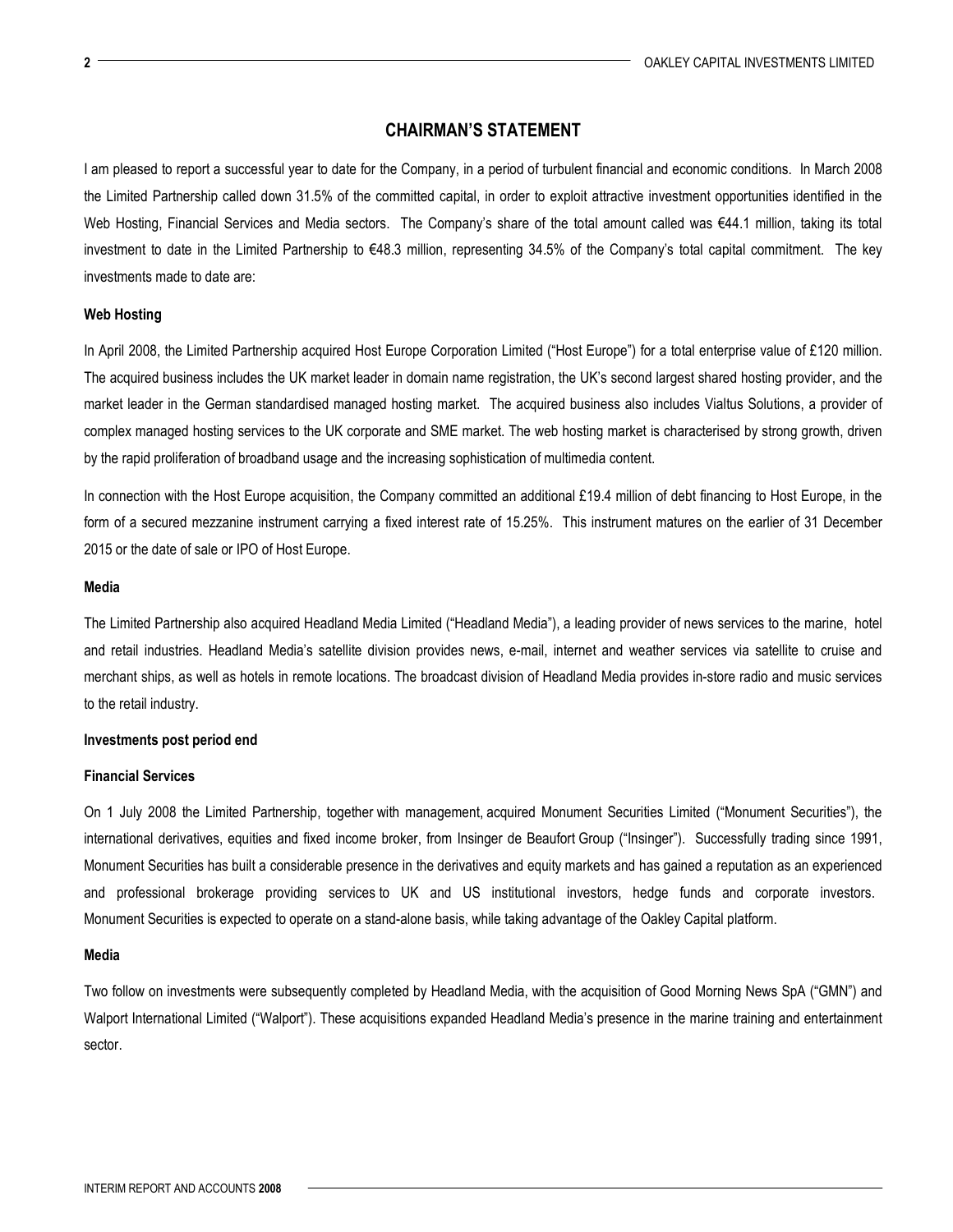## CHAIRMAN'S STATEMENT

I am pleased to report a successful year to date for the Company, in a period of turbulent financial and economic conditions. In March 2008 the Limited Partnership called down 31.5% of the committed capital, in order to exploit attractive investment opportunities identified in the Web Hosting, Financial Services and Media sectors. The Company's share of the total amount called was €44.1 million, taking its total investment to date in the Limited Partnership to €48.3 million, representing 34.5% of the Company's total capital commitment. The key investments made to date are:

**Web Hosting**

In April 2008, the Limited Partnership acquired Host Europe Corporation Limited ("Host Europe") for a total enterprise value of £120 million. The acquired business includes the UK market leader in domain name registration, the UK's second largest shared hosting provider, and the market leader in the German standardised managed hosting market. The acquired business also includes Vialtus Solutions, a provider of complex managed hosting services to the UK corporate and SME market. The web hosting market is characterised by strong growth, driven by the rapid proliferation of broadband usage and the increasing sophistication of multimedia content.

In connection with the Host Europe acquisition, the Company committed an additional £19.4 million of debt financing to Host Europe, in the form of a secured mezzanine instrument carrying a fixed interest rate of 15.25%. This instrument matures on the earlier of 31 December 2015 or the date of sale or IPO of Host Europe.

**Media**

The Limited Partnership also acquired Headland Media Limited ("Headland Media"), a leading provider of news services to the marine, hotel and retail industries. Headland Media's satellite division provides news, e-mail, internet and weather services via satellite to cruise and merchant ships, as well as hotels in remote locations. The broadcast division of Headland Media provides in-store radio and music services to the retail industry.

**Investments post period end**

**Financial Services**

On 1 July 2008 the Limited Partnership, together with management, acquired Monument Securities Limited ("Monument Securities"), the international derivatives, equities and fixed income broker, from Insinger de Beaufort Group ("Insinger"). Successfully trading since 1991, Monument Securities has built a considerable presence in the derivatives and equity markets and has gained a reputation as an experienced and professional brokerage providing services to UK and US institutional investors, hedge funds and corporate investors. Monument Securities is expected to operate on a stand-alone basis, while taking advantage of the Oakley Capital platform.

**Media**

Two follow on investments were subsequently completed by Headland Media, with the acquisition of Good Morning News SpA ("GMN") and Walport International Limited ("Walport"). These acquisitions expanded Headland Media's presence in the marine training and entertainment sector.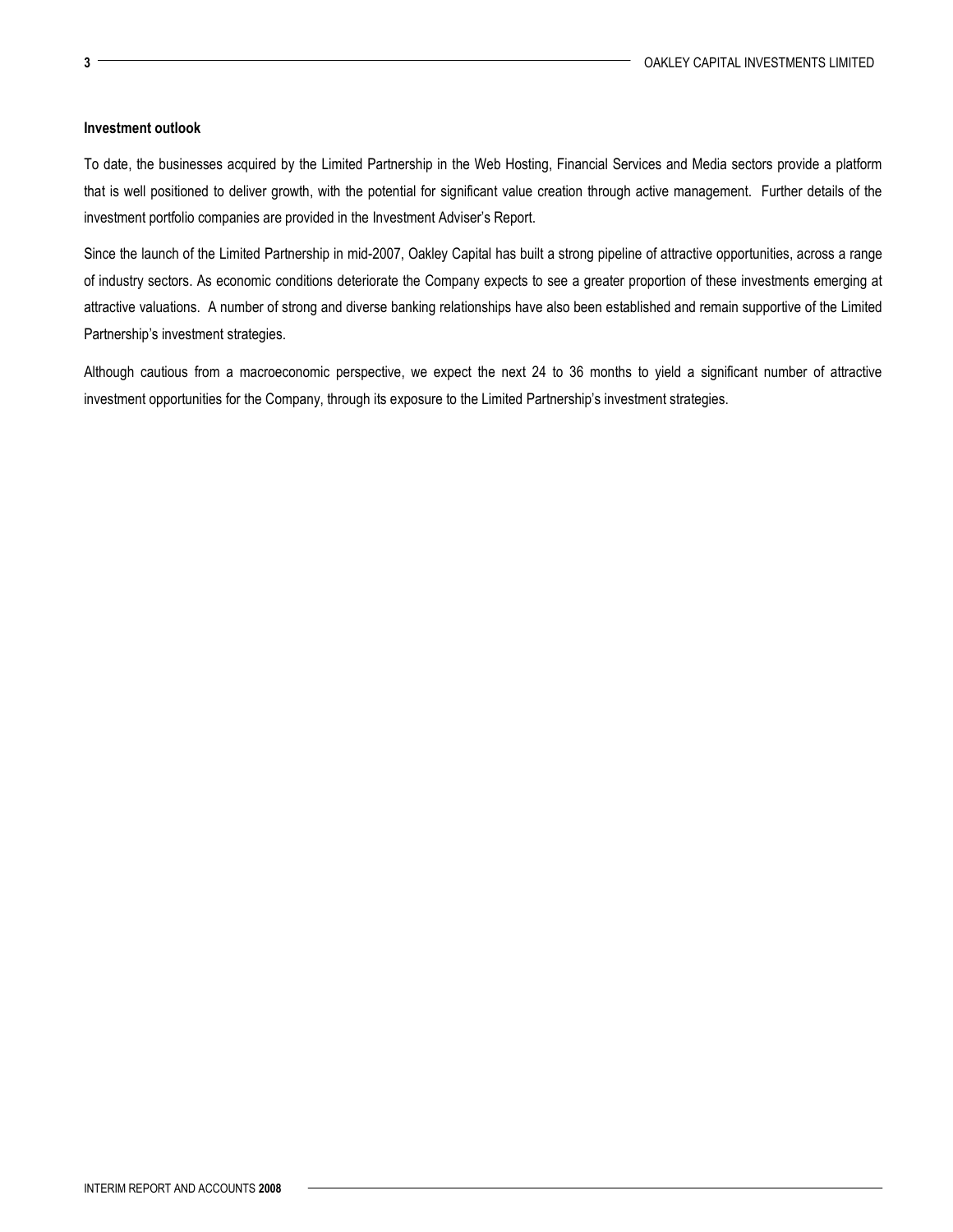### Investment outlook

To date, the businesses acquired by the Limited Partnership in the Web Hosting, Financial Services and Media sectors provide a platform that is well positioned to deliver growth, with the potential for significant value creation through active management. Further details of the investment portfolio companies are provided in the Investment Adviser's Report.

Since the launch of the Limited Partnership in mid-2007, Oakley Capital has built a strong pipeline of attractive opportunities, across a range of industry sectors. As economic conditions deteriorate the Company expects to see a greater proportion of these investments emerging at attractive valuations. A number of strong and diverse banking relationships have also been established and remain supportive of the Limited Partnership's investment strategies.

Although cautious from a macroeconomic perspective, we expect the next 24 to 36 months to yield a significant number of attractive investment opportunities for the Company, through its exposure to the Limited Partnership's investment strategies.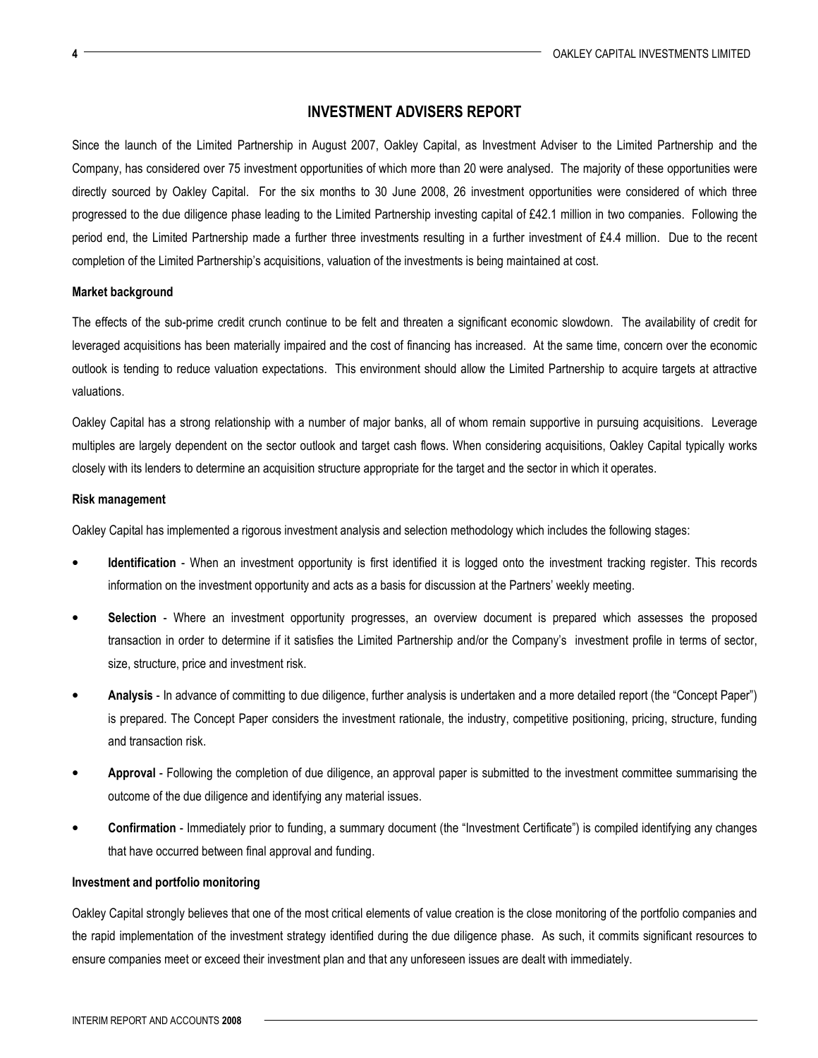## INVESTMENT ADVISERS REPORT

Since the launch of the Limited Partnership in August 2007, Oakley Capital, as Investment Adviser to the Limited Partnership and the Company, has considered over 75 investment opportunities of which more than 20 were analysed. The majority of these opportunities were directly sourced by Oakley Capital. For the six months to 30 June 2008, 26 investment opportunities were considered of which three progressed to the due diligence phase leading to the Limited Partnership investing capital of £42.1 million in two companies. Following the period end, the Limited Partnership made a further three investments resulting in a further investment of £4.4 million. Due to the recent completion of the Limited Partnership's acquisitions, valuation of the investments is being maintained at cost.

### Market background

The effects of the sub-prime credit crunch continue to be felt and threaten a significant economic slowdown. The availability of credit for leveraged acquisitions has been materially impaired and the cost of financing has increased. At the same time, concern over the economic outlook is tending to reduce valuation expectations. This environment should allow the Limited Partnership to acquire targets at attractive valuations.

Oakley Capital has a strong relationship with a number of major banks, all of whom remain supportive in pursuing acquisitions. Leverage multiples are largely dependent on the sector outlook and target cash flows. When considering acquisitions, Oakley Capital typically works closely with its lenders to determine an acquisition structure appropriate for the target and the sector in which it operates.

### Risk management

Oakley Capital has implemented a rigorous investment analysis and selection methodology which includes the following stages:

- **Identification** - When an investment opportunity is first identified it is logged onto the investment tracking register. This records information on the investment opportunity and acts as a basis for discussion at the Partners' weekly meeting.
- **Selection** - Where an investment opportunity progresses, an overview document is prepared which assesses the proposed transaction in order to determine if it satisfies the Limited Partnership and/or the Company's investment profile in terms of sector, size, structure, price and investment risk.
- **Analysis** - In advance of committing to due diligence, further analysis is undertaken and a more detailed report (the "Concept Paper") is prepared. The Concept Paper considers the investment rationale, the industry, competitive positioning, pricing, structure, funding and transaction risk.
- **Approval** - Following the completion of due diligence, an approval paper is submitted to the investment committee summarising the outcome of the due diligence and identifying any material issues.
- **Confirmation** - Immediately prior to funding, a summary document (the "Investment Certificate") is compiled identifying any changes that have occurred between final approval and funding.

### Investment and portfolio monitoring

Oakley Capital strongly believes that one of the most critical elements of value creation is the close monitoring of the portfolio companies and the rapid implementation of the investment strategy identified during the due diligence phase. As such, it commits significant resources to ensure companies meet or exceed their investment plan and that any unforeseen issues are dealt with immediately.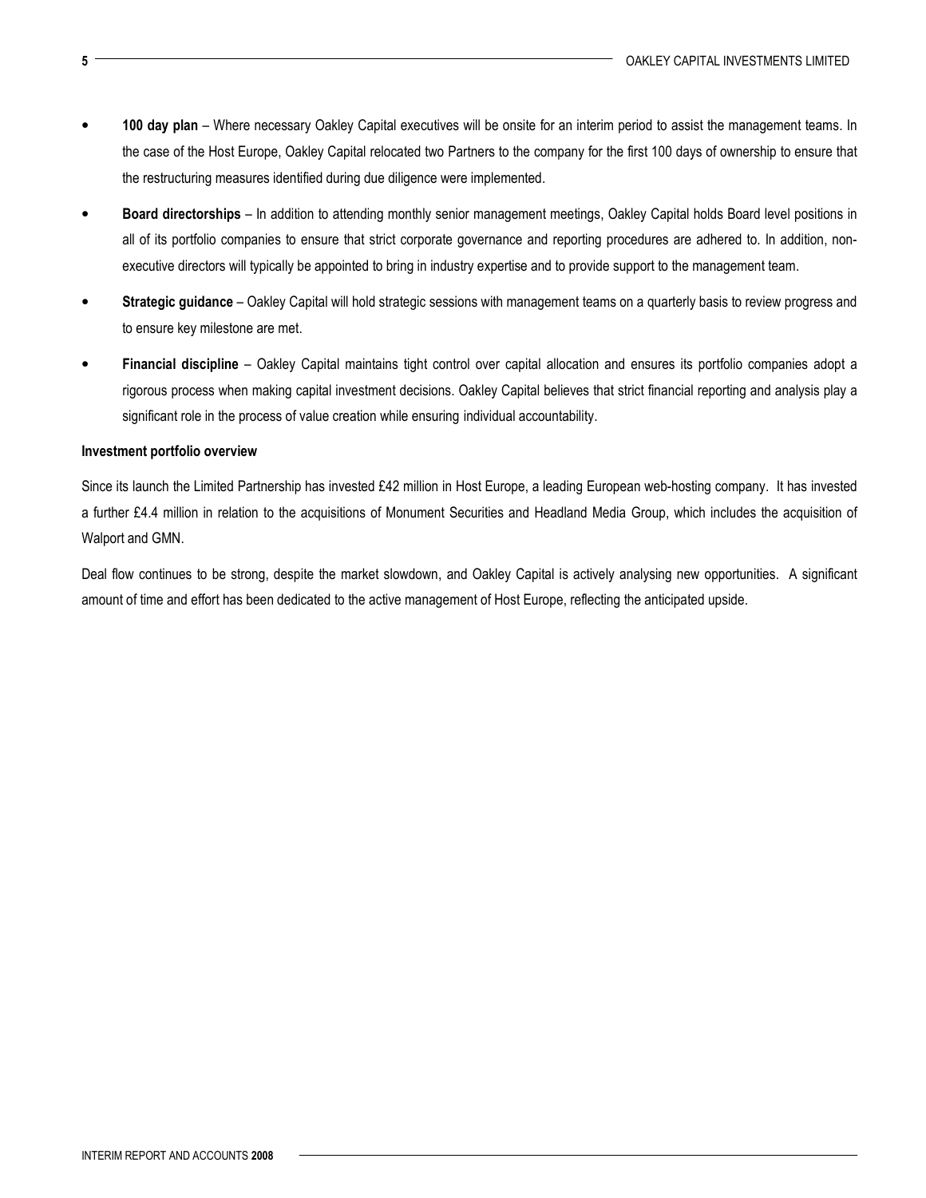- **100 day plan** – Where necessary Oakley Capital executives will be onsite for an interim period to assist the management teams. In the case of the Host Europe, Oakley Capital relocated two Partners to the company for the first 100 days of ownership to ensure that the restructuring measures identified during due diligence were implemented.
- **Board directorships** – In addition to attending monthly senior management meetings, Oakley Capital holds Board level positions in all of its portfolio companies to ensure that strict corporate governance and reporting procedures are adhered to. In addition, non-executive directors will typically be appointed to bring in industry expertise and to provide support to the management team.
- **Strategic guidance** – Oakley Capital will hold strategic sessions with management teams on a quarterly basis to review progress and to ensure key milestone are met.
- **Financial discipline** – Oakley Capital maintains tight control over capital allocation and ensures its portfolio companies adopt a rigorous process when making capital investment decisions. Oakley Capital believes that strict financial reporting and analysis play a significant role in the process of value creation while ensuring individual accountability.

**Investment portfolio overview**

Since its launch the Limited Partnership has invested £42 million in Host Europe, a leading European web-hosting company. It has invested a further £4.4 million in relation to the acquisitions of Monument Securities and Headland Media Group, which includes the acquisition of Walport and GMN.

Deal flow continues to be strong, despite the market slowdown, and Oakley Capital is actively analysing new opportunities. A significant amount of time and effort has been dedicated to the active management of Host Europe, reflecting the anticipated upside.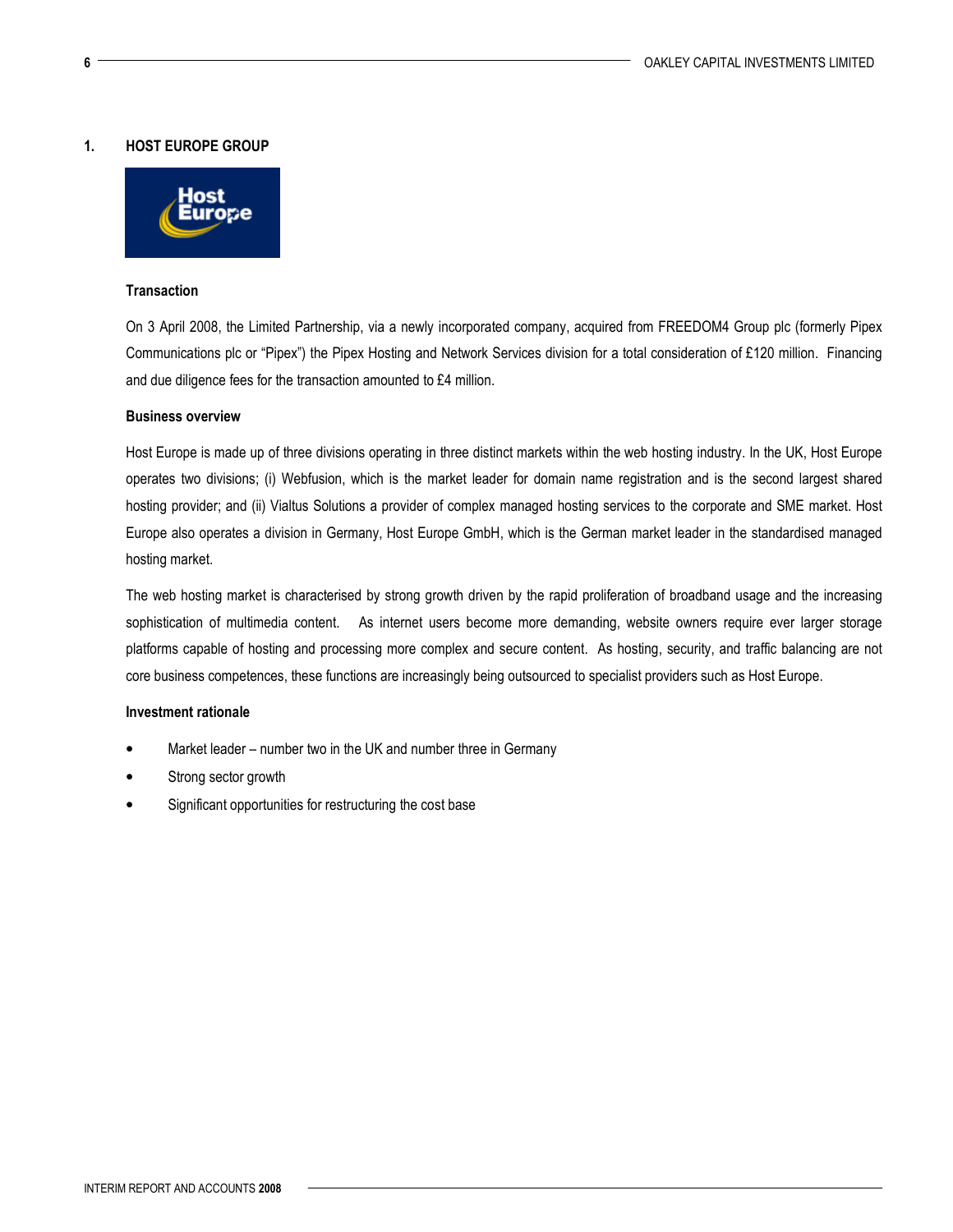## 1. HOST EUROPE GROUP

### Transaction

On 3 April 2008, the Limited Partnership, via a newly incorporated company, acquired from FREEDOM4 Group plc (formerly Pipex Communications plc or "Pipex") the Pipex Hosting and Network Services division for a total consideration of £120 million. Financing and due diligence fees for the transaction amounted to £4 million.

### Business overview

Host Europe is made up of three divisions operating in three distinct markets within the web hosting industry. In the UK, Host Europe operates two divisions; (i) Webfusion, which is the market leader for domain name registration and is the second largest shared hosting provider; and (ii) Vialtus Solutions a provider of complex managed hosting services to the corporate and SME market. Host Europe also operates a division in Germany, Host Europe GmbH, which is the German market leader in the standardised managed hosting market.

The web hosting market is characterised by strong growth driven by the rapid proliferation of broadband usage and the increasing sophistication of multimedia content. As internet users become more demanding, website owners require ever larger storage platforms capable of hosting and processing more complex and secure content. As hosting, security, and traffic balancing are not core business competences, these functions are increasingly being outsourced to specialist providers such as Host Europe.

### Investment rationale

- Market leader – number two in the UK and number three in Germany
- Strong sector growth
- Significant opportunities for restructuring the cost base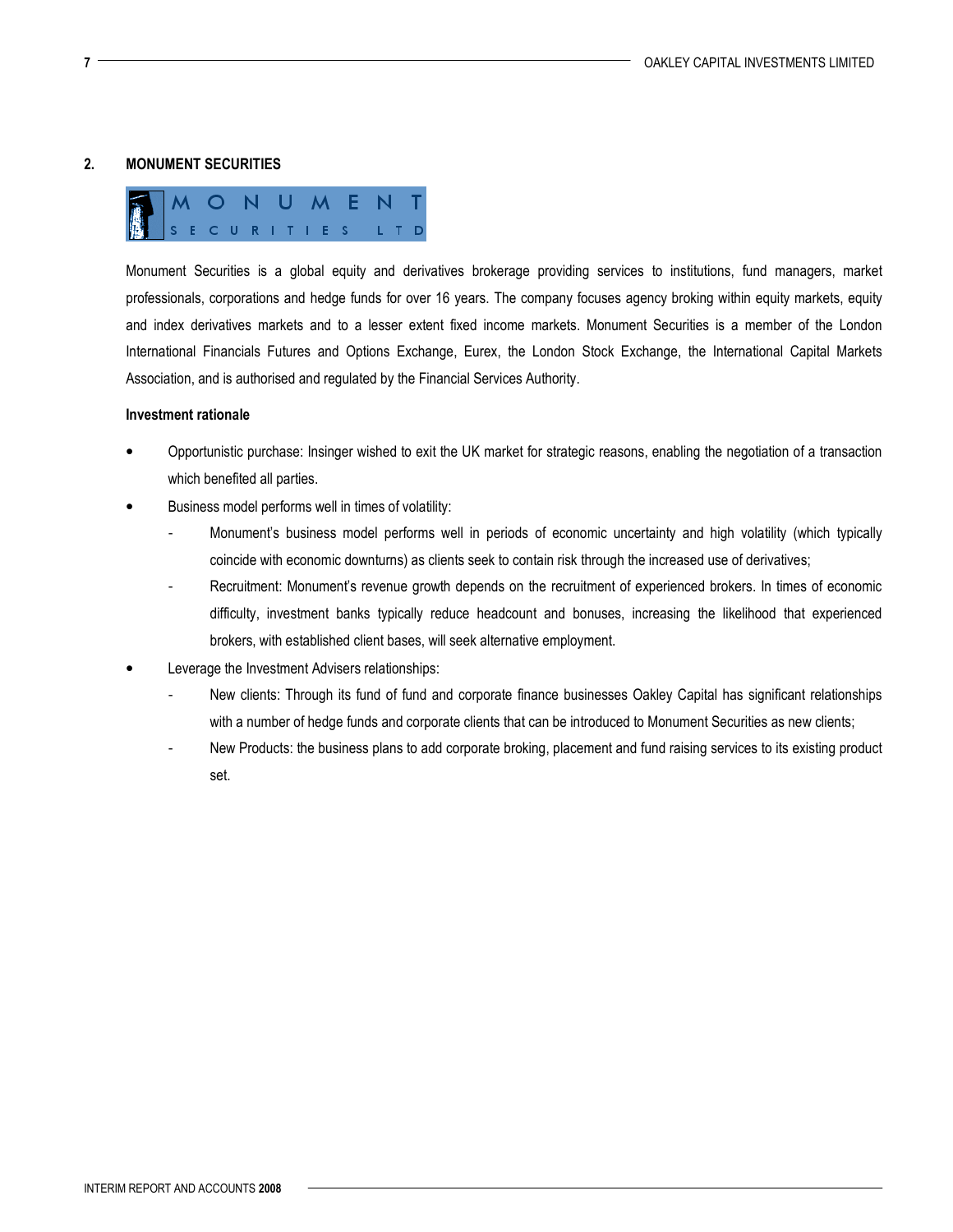## 2. MONUMENT SECURITIES

Monument Securities is a global equity and derivatives brokerage providing services to institutions, fund managers, market professionals, corporations and hedge funds for over 16 years. The company focuses agency broking within equity markets, equity and index derivatives markets and to a lesser extent fixed income markets. Monument Securities is a member of the London International Financials Futures and Options Exchange, Eurex, the London Stock Exchange, the International Capital Markets Association, and is authorised and regulated by the Financial Services Authority.

**Investment rationale**

- Opportunistic purchase: Insinger wished to exit the UK market for strategic reasons, enabling the negotiation of a transaction which benefited all parties.
- Business model performs well in times of volatility:
  - Monument's business model performs well in periods of economic uncertainty and high volatility (which typically coincide with economic downturns) as clients seek to contain risk through the increased use of derivatives;
  - Recruitment: Monument's revenue growth depends on the recruitment of experienced brokers. In times of economic difficulty, investment banks typically reduce headcount and bonuses, increasing the likelihood that experienced brokers, with established client bases, will seek alternative employment.
- Leverage the Investment Advisers relationships:
  - New clients: Through its fund of fund and corporate finance businesses Oakley Capital has significant relationships with a number of hedge funds and corporate clients that can be introduced to Monument Securities as new clients;
  - New Products: the business plans to add corporate broking, placement and fund raising services to its existing product set.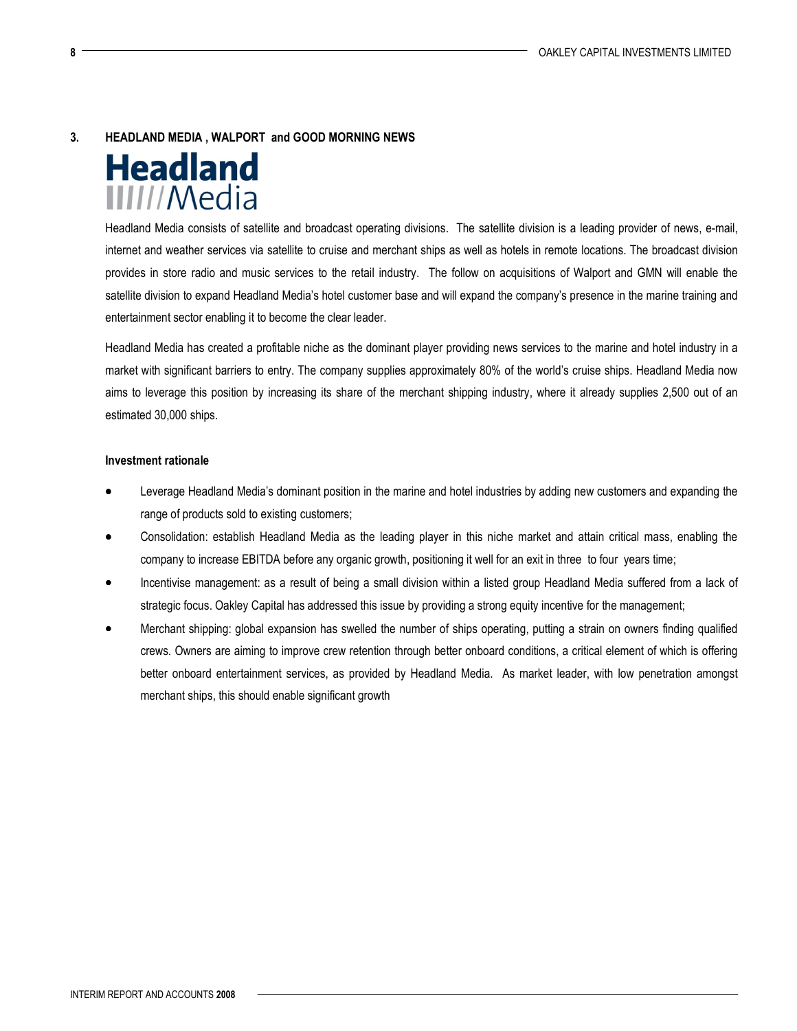## 3. HEADLAND MEDIA , WALPORT and GOOD MORNING NEWS

Headland Media

Headland Media consists of satellite and broadcast operating divisions. The satellite division is a leading provider of news, e-mail, internet and weather services via satellite to cruise and merchant ships as well as hotels in remote locations. The broadcast division provides in store radio and music services to the retail industry. The follow on acquisitions of Walport and GMN will enable the satellite division to expand Headland Media's hotel customer base and will expand the company's presence in the marine training and entertainment sector enabling it to become the clear leader.

Headland Media has created a profitable niche as the dominant player providing news services to the marine and hotel industry in a market with significant barriers to entry. The company supplies approximately 80% of the world's cruise ships. Headland Media now aims to leverage this position by increasing its share of the merchant shipping industry, where it already supplies 2,500 out of an estimated 30,000 ships.

**Investment rationale**

- Leverage Headland Media's dominant position in the marine and hotel industries by adding new customers and expanding the range of products sold to existing customers;
- Consolidation: establish Headland Media as the leading player in this niche market and attain critical mass, enabling the company to increase EBITDA before any organic growth, positioning it well for an exit in three to four years time;
- Incentivise management: as a result of being a small division within a listed group Headland Media suffered from a lack of strategic focus. Oakley Capital has addressed this issue by providing a strong equity incentive for the management;
- Merchant shipping: global expansion has swelled the number of ships operating, putting a strain on owners finding qualified crews. Owners are aiming to improve crew retention through better onboard conditions, a critical element of which is offering better onboard entertainment services, as provided by Headland Media. As market leader, with low penetration amongst merchant ships, this should enable significant growth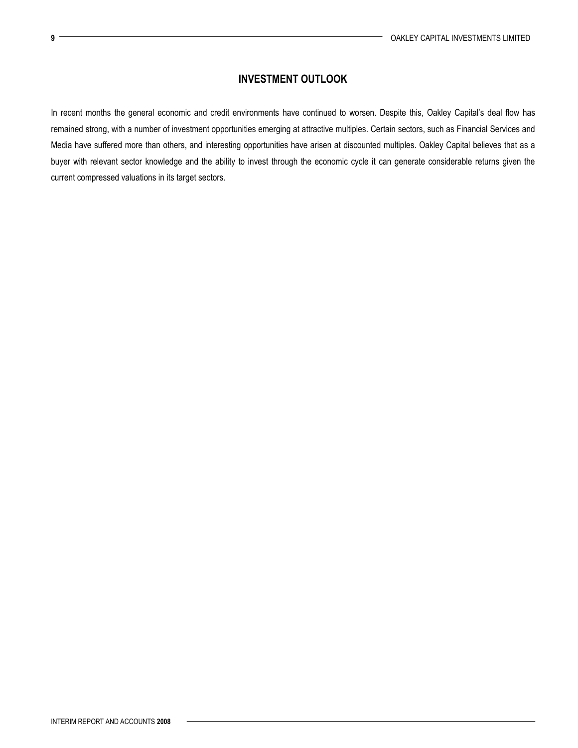# INVESTMENT OUTLOOK

In recent months the general economic and credit environments have continued to worsen. Despite this, Oakley Capital's deal flow has remained strong, with a number of investment opportunities emerging at attractive multiples. Certain sectors, such as Financial Services and Media have suffered more than others, and interesting opportunities have arisen at discounted multiples. Oakley Capital believes that as a buyer with relevant sector knowledge and the ability to invest through the economic cycle it can generate considerable returns given the current compressed valuations in its target sectors.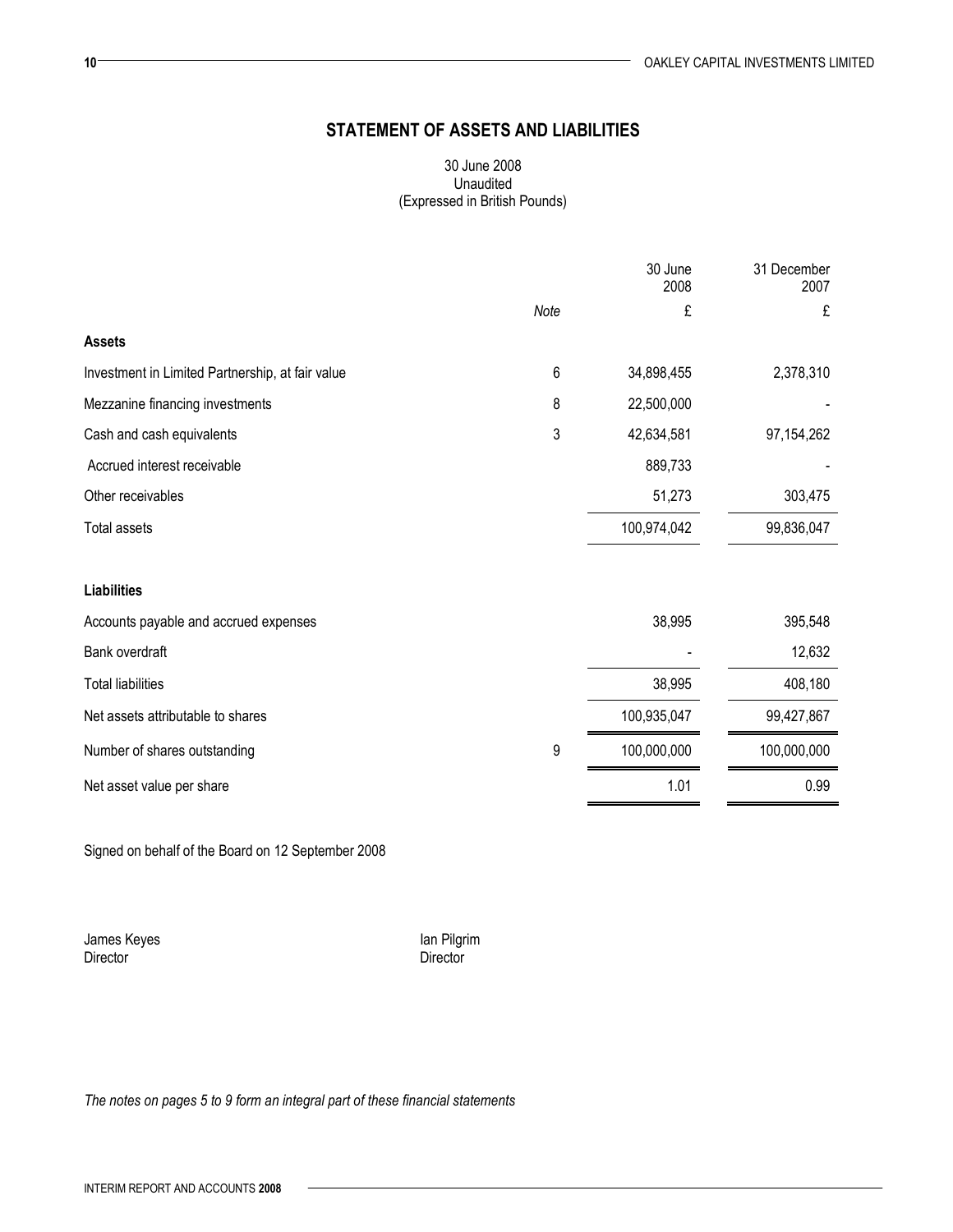# STATEMENT OF ASSETS AND LIABILITIES

30 June 2008
Unaudited
(Expressed in British Pounds)

| | Note | 30 June 2008 | 31 December 2007 |
|---|---|---|---|
| | | £ | £ |
| **Assets** | | | |
| Investment in Limited Partnership, at fair value | 6 | 34,898,455 | 2,378,310 |
| Mezzanine financing investments | 8 | 22,500,000 | - |
| Cash and cash equivalents | 3 | 42,634,581 | 97,154,262 |
| Accrued interest receivable | | 889,733 | - |
| Other receivables | | 51,273 | 303,475 |
| Total assets | | 100,974,042 | 99,836,047 |
| **Liabilities** | | | |
| Accounts payable and accrued expenses | | 38,995 | 395,548 |
| Bank overdraft | | - | 12,632 |
| Total liabilities | | 38,995 | 408,180 |
| Net assets attributable to shares | | 100,935,047 | 99,427,867 |
| Number of shares outstanding | 9 | 100,000,000 | 100,000,000 |
| Net asset value per share | | 1.01 | 0.99 |

Signed on behalf of the Board on 12 September 2008

James Keyes
Director

Ian Pilgrim
Director

*The notes on pages 5 to 9 form an integral part of these financial statements*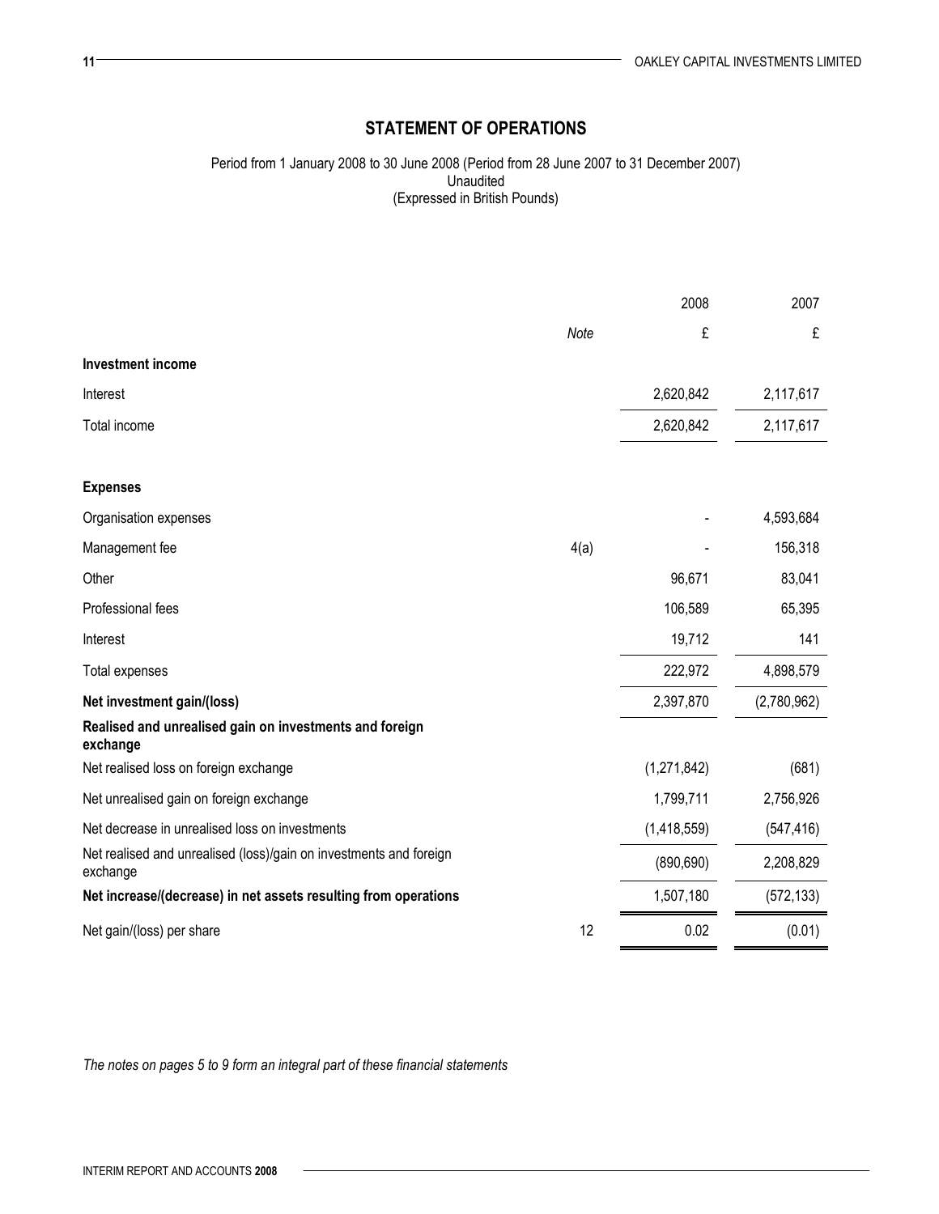## STATEMENT OF OPERATIONS

Period from 1 January 2008 to 30 June 2008 (Period from 28 June 2007 to 31 December 2007)
Unaudited
(Expressed in British Pounds)

| | Note | 2008 | 2007 |
|---|---|---|---|
| | | £ | £ |
| **Investment income** | | | |
| Interest | | 2,620,842 | 2,117,617 |
| Total income | | 2,620,842 | 2,117,617 |
| **Expenses** | | | |
| Organisation expenses | | - | 4,593,684 |
| Management fee | 4(a) | - | 156,318 |
| Other | | 96,671 | 83,041 |
| Professional fees | | 106,589 | 65,395 |
| Interest | | 19,712 | 141 |
| Total expenses | | 222,972 | 4,898,579 |
| **Net investment gain/(loss)** | | 2,397,870 | (2,780,962) |
| **Realised and unrealised gain on investments and foreign exchange** | | | |
| Net realised loss on foreign exchange | | (1,271,842) | (681) |
| Net unrealised gain on foreign exchange | | 1,799,711 | 2,756,926 |
| Net decrease in unrealised loss on investments | | (1,418,559) | (547,416) |
| Net realised and unrealised (loss)/gain on investments and foreign exchange | | (890,690) | 2,208,829 |
| **Net increase/(decrease) in net assets resulting from operations** | | 1,507,180 | (572,133) |
| Net gain/(loss) per share | 12 | 0.02 | (0.01) |

*The notes on pages 5 to 9 form an integral part of these financial statements*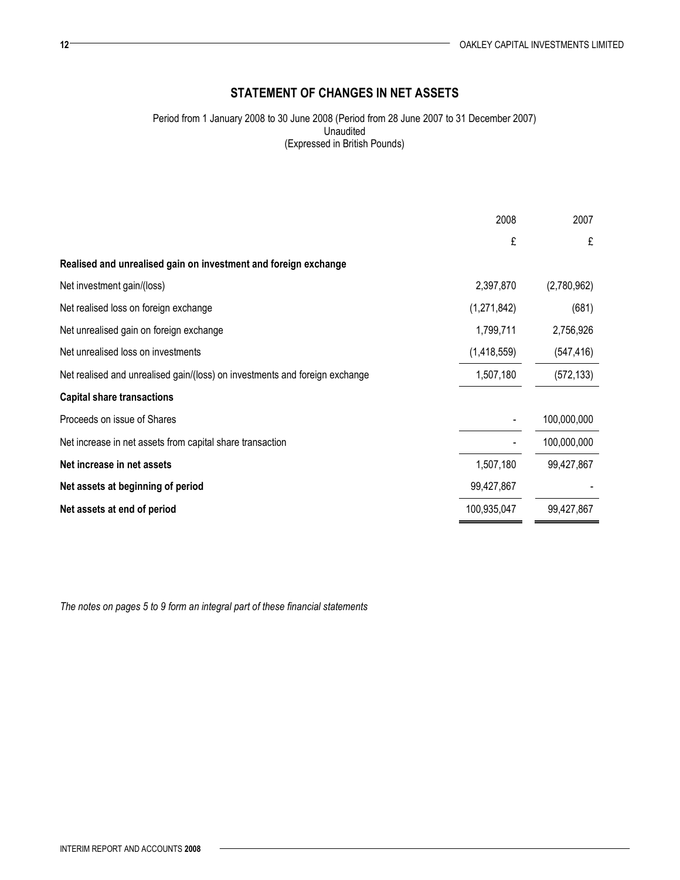# STATEMENT OF CHANGES IN NET ASSETS

Period from 1 January 2008 to 30 June 2008 (Period from 28 June 2007 to 31 December 2007)
Unaudited
(Expressed in British Pounds)

| | 2008 | 2007 |
|---|---|---|
| | £ | £ |
| **Realised and unrealised gain on investment and foreign exchange** | | |
| Net investment gain/(loss) | 2,397,870 | (2,780,962) |
| Net realised loss on foreign exchange | (1,271,842) | (681) |
| Net unrealised gain on foreign exchange | 1,799,711 | 2,756,926 |
| Net unrealised loss on investments | (1,418,559) | (547,416) |
| Net realised and unrealised gain/(loss) on investments and foreign exchange | 1,507,180 | (572,133) |
| **Capital share transactions** | | |
| Proceeds on issue of Shares | - | 100,000,000 |
| Net increase in net assets from capital share transaction | - | 100,000,000 |
| **Net increase in net assets** | 1,507,180 | 99,427,867 |
| **Net assets at beginning of period** | 99,427,867 | - |
| **Net assets at end of period** | 100,935,047 | 99,427,867 |

*The notes on pages 5 to 9 form an integral part of these financial statements*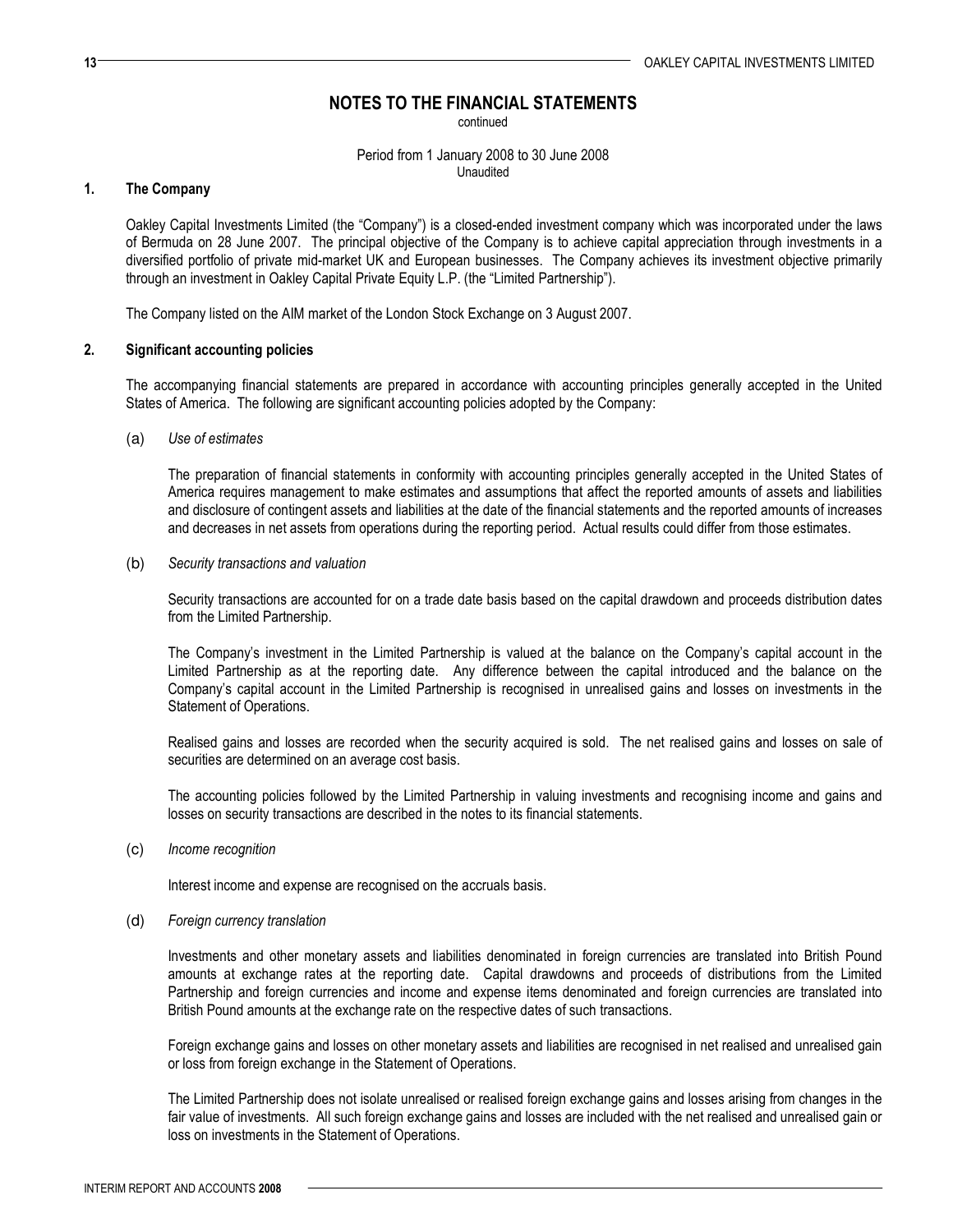# NOTES TO THE FINANCIAL STATEMENTS

continued

Period from 1 January 2008 to 30 June 2008
Unaudited

## 1. The Company

Oakley Capital Investments Limited (the "Company") is a closed-ended investment company which was incorporated under the laws of Bermuda on 28 June 2007. The principal objective of the Company is to achieve capital appreciation through investments in a diversified portfolio of private mid-market UK and European businesses. The Company achieves its investment objective primarily through an investment in Oakley Capital Private Equity L.P. (the "Limited Partnership").

The Company listed on the AIM market of the London Stock Exchange on 3 August 2007.

## 2. Significant accounting policies

The accompanying financial statements are prepared in accordance with accounting principles generally accepted in the United States of America. The following are significant accounting policies adopted by the Company:

(a) *Use of estimates*

The preparation of financial statements in conformity with accounting principles generally accepted in the United States of America requires management to make estimates and assumptions that affect the reported amounts of assets and liabilities and disclosure of contingent assets and liabilities at the date of the financial statements and the reported amounts of increases and decreases in net assets from operations during the reporting period. Actual results could differ from those estimates.

(b) *Security transactions and valuation*

Security transactions are accounted for on a trade date basis based on the capital drawdown and proceeds distribution dates from the Limited Partnership.

The Company's investment in the Limited Partnership is valued at the balance on the Company's capital account in the Limited Partnership as at the reporting date. Any difference between the capital introduced and the balance on the Company's capital account in the Limited Partnership is recognised in unrealised gains and losses on investments in the Statement of Operations.

Realised gains and losses are recorded when the security acquired is sold. The net realised gains and losses on sale of securities are determined on an average cost basis.

The accounting policies followed by the Limited Partnership in valuing investments and recognising income and gains and losses on security transactions are described in the notes to its financial statements.

(c) *Income recognition*

Interest income and expense are recognised on the accruals basis.

(d) *Foreign currency translation*

Investments and other monetary assets and liabilities denominated in foreign currencies are translated into British Pound amounts at exchange rates at the reporting date. Capital drawdowns and proceeds of distributions from the Limited Partnership and foreign currencies and income and expense items denominated and foreign currencies are translated into British Pound amounts at the exchange rate on the respective dates of such transactions.

Foreign exchange gains and losses on other monetary assets and liabilities are recognised in net realised and unrealised gain or loss from foreign exchange in the Statement of Operations.

The Limited Partnership does not isolate unrealised or realised foreign exchange gains and losses arising from changes in the fair value of investments. All such foreign exchange gains and losses are included with the net realised and unrealised gain or loss on investments in the Statement of Operations.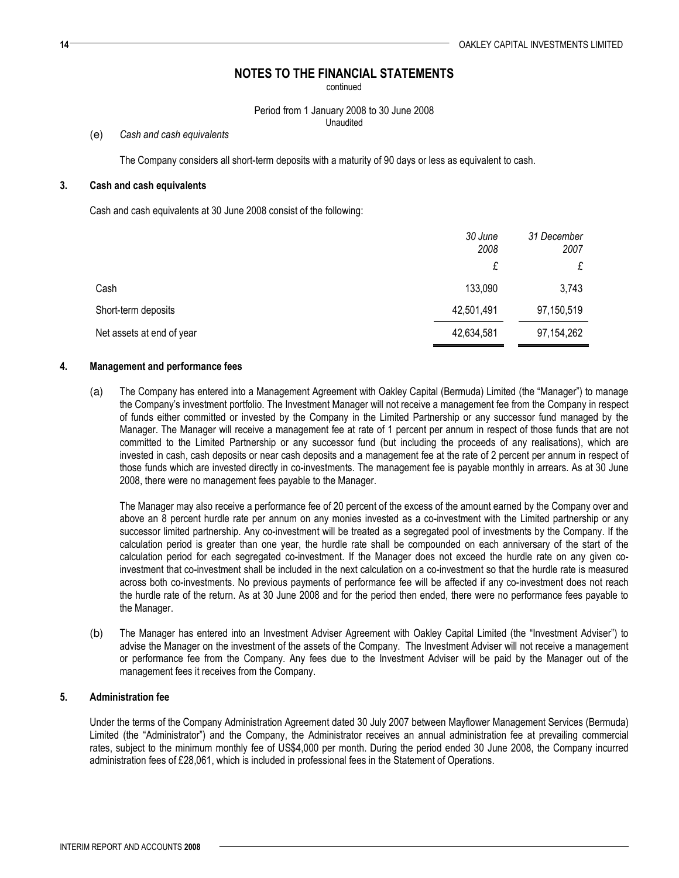# NOTES TO THE FINANCIAL STATEMENTS

continued

Period from 1 January 2008 to 30 June 2008
Unaudited

(e) *Cash and cash equivalents*

The Company considers all short-term deposits with a maturity of 90 days or less as equivalent to cash.

## 3. Cash and cash equivalents

Cash and cash equivalents at 30 June 2008 consist of the following:

| | *30 June 2008* | *31 December 2007* |
|---|---|---|
| | £ | £ |
| Cash | 133,090 | 3,743 |
| Short-term deposits | 42,501,491 | 97,150,519 |
| Net assets at end of year | 42,634,581 | 97,154,262 |

## 4. Management and performance fees

(a) The Company has entered into a Management Agreement with Oakley Capital (Bermuda) Limited (the "Manager") to manage the Company's investment portfolio. The Investment Manager will not receive a management fee from the Company in respect of funds either committed or invested by the Company in the Limited Partnership or any successor fund managed by the Manager. The Manager will receive a management fee at rate of 1 percent per annum in respect of those funds that are not committed to the Limited Partnership or any successor fund (but including the proceeds of any realisations), which are invested in cash, cash deposits or near cash deposits and a management fee at the rate of 2 percent per annum in respect of those funds which are invested directly in co-investments. The management fee is payable monthly in arrears. As at 30 June 2008, there were no management fees payable to the Manager.

The Manager may also receive a performance fee of 20 percent of the excess of the amount earned by the Company over and above an 8 percent hurdle rate per annum on any monies invested as a co-investment with the Limited partnership or any successor limited partnership. Any co-investment will be treated as a segregated pool of investments by the Company. If the calculation period is greater than one year, the hurdle rate shall be compounded on each anniversary of the start of the calculation period for each segregated co-investment. If the Manager does not exceed the hurdle rate on any given co-investment that co-investment shall be included in the next calculation on a co-investment so that the hurdle rate is measured across both co-investments. No previous payments of performance fee will be affected if any co-investment does not reach the hurdle rate of the return. As at 30 June 2008 and for the period then ended, there were no performance fees payable to the Manager.

(b) The Manager has entered into an Investment Adviser Agreement with Oakley Capital Limited (the "Investment Adviser") to advise the Manager on the investment of the assets of the Company. The Investment Adviser will not receive a management or performance fee from the Company. Any fees due to the Investment Adviser will be paid by the Manager out of the management fees it receives from the Company.

## 5. Administration fee

Under the terms of the Company Administration Agreement dated 30 July 2007 between Mayflower Management Services (Bermuda) Limited (the "Administrator") and the Company, the Administrator receives an annual administration fee at prevailing commercial rates, subject to the minimum monthly fee of US$4,000 per month. During the period ended 30 June 2008, the Company incurred administration fees of £28,061, which is included in professional fees in the Statement of Operations.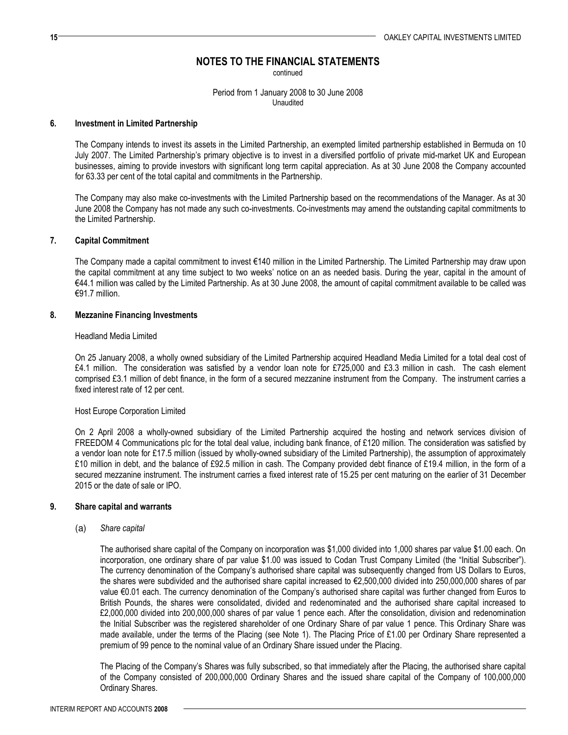# NOTES TO THE FINANCIAL STATEMENTS

continued

Period from 1 January 2008 to 30 June 2008
Unaudited

## 6. Investment in Limited Partnership

The Company intends to invest its assets in the Limited Partnership, an exempted limited partnership established in Bermuda on 10 July 2007. The Limited Partnership's primary objective is to invest in a diversified portfolio of private mid-market UK and European businesses, aiming to provide investors with significant long term capital appreciation. As at 30 June 2008 the Company accounted for 63.33 per cent of the total capital and commitments in the Partnership.

The Company may also make co-investments with the Limited Partnership based on the recommendations of the Manager. As at 30 June 2008 the Company has not made any such co-investments. Co-investments may amend the outstanding capital commitments to the Limited Partnership.

## 7. Capital Commitment

The Company made a capital commitment to invest €140 million in the Limited Partnership. The Limited Partnership may draw upon the capital commitment at any time subject to two weeks' notice on an as needed basis. During the year, capital in the amount of €44.1 million was called by the Limited Partnership. As at 30 June 2008, the amount of capital commitment available to be called was €91.7 million.

## 8. Mezzanine Financing Investments

Headland Media Limited

On 25 January 2008, a wholly owned subsidiary of the Limited Partnership acquired Headland Media Limited for a total deal cost of £4.1 million. The consideration was satisfied by a vendor loan note for £725,000 and £3.3 million in cash. The cash element comprised £3.1 million of debt finance, in the form of a secured mezzanine instrument from the Company. The instrument carries a fixed interest rate of 12 per cent.

Host Europe Corporation Limited

On 2 April 2008 a wholly-owned subsidiary of the Limited Partnership acquired the hosting and network services division of FREEDOM 4 Communications plc for the total deal value, including bank finance, of £120 million. The consideration was satisfied by a vendor loan note for £17.5 million (issued by wholly-owned subsidiary of the Limited Partnership), the assumption of approximately £10 million in debt, and the balance of £92.5 million in cash. The Company provided debt finance of £19.4 million, in the form of a secured mezzanine instrument. The instrument carries a fixed interest rate of 15.25 per cent maturing on the earlier of 31 December 2015 or the date of sale or IPO.

## 9. Share capital and warrants

(a) *Share capital*

The authorised share capital of the Company on incorporation was $1,000 divided into 1,000 shares par value $1.00 each. On incorporation, one ordinary share of par value $1.00 was issued to Codan Trust Company Limited (the "Initial Subscriber"). The currency denomination of the Company's authorised share capital was subsequently changed from US Dollars to Euros, the shares were subdivided and the authorised share capital increased to €2,500,000 divided into 250,000,000 shares of par value €0.01 each. The currency denomination of the Company's authorised share capital was further changed from Euros to British Pounds, the shares were consolidated, divided and redenominated and the authorised share capital increased to £2,000,000 divided into 200,000,000 shares of par value 1 pence each. After the consolidation, division and redenomination the Initial Subscriber was the registered shareholder of one Ordinary Share of par value 1 pence. This Ordinary Share was made available, under the terms of the Placing (see Note 1). The Placing Price of £1.00 per Ordinary Share represented a premium of 99 pence to the nominal value of an Ordinary Share issued under the Placing.

The Placing of the Company's Shares was fully subscribed, so that immediately after the Placing, the authorised share capital of the Company consisted of 200,000,000 Ordinary Shares and the issued share capital of the Company of 100,000,000 Ordinary Shares.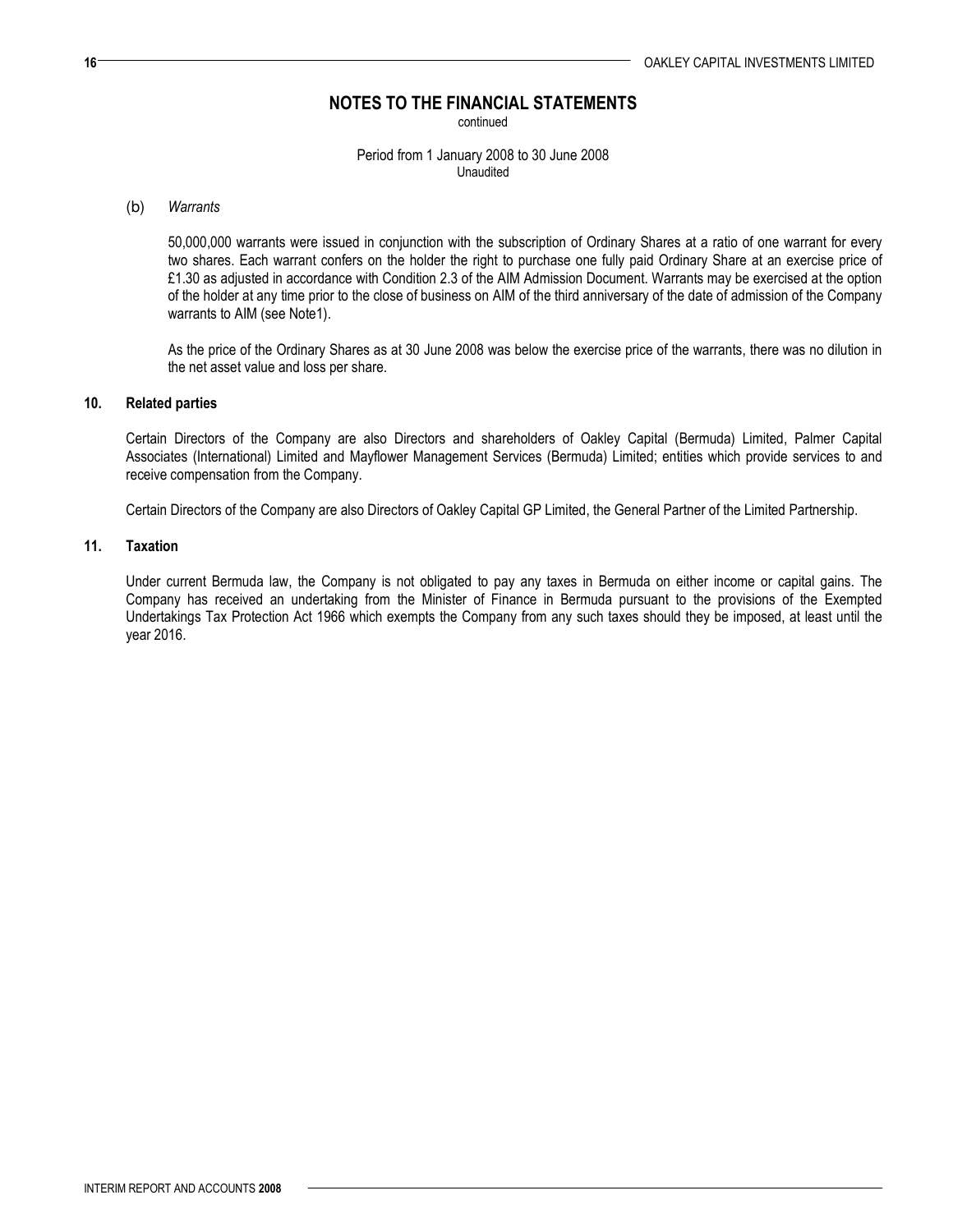## NOTES TO THE FINANCIAL STATEMENTS

continued

Period from 1 January 2008 to 30 June 2008
Unaudited

(b) *Warrants*

50,000,000 warrants were issued in conjunction with the subscription of Ordinary Shares at a ratio of one warrant for every two shares. Each warrant confers on the holder the right to purchase one fully paid Ordinary Share at an exercise price of £1.30 as adjusted in accordance with Condition 2.3 of the AIM Admission Document. Warrants may be exercised at the option of the holder at any time prior to the close of business on AIM of the third anniversary of the date of admission of the Company warrants to AIM (see Note1).

As the price of the Ordinary Shares as at 30 June 2008 was below the exercise price of the warrants, there was no dilution in the net asset value and loss per share.

### 10. Related parties

Certain Directors of the Company are also Directors and shareholders of Oakley Capital (Bermuda) Limited, Palmer Capital Associates (International) Limited and Mayflower Management Services (Bermuda) Limited; entities which provide services to and receive compensation from the Company.

Certain Directors of the Company are also Directors of Oakley Capital GP Limited, the General Partner of the Limited Partnership.

### 11. Taxation

Under current Bermuda law, the Company is not obligated to pay any taxes in Bermuda on either income or capital gains. The Company has received an undertaking from the Minister of Finance in Bermuda pursuant to the provisions of the Exempted Undertakings Tax Protection Act 1966 which exempts the Company from any such taxes should they be imposed, at least until the year 2016.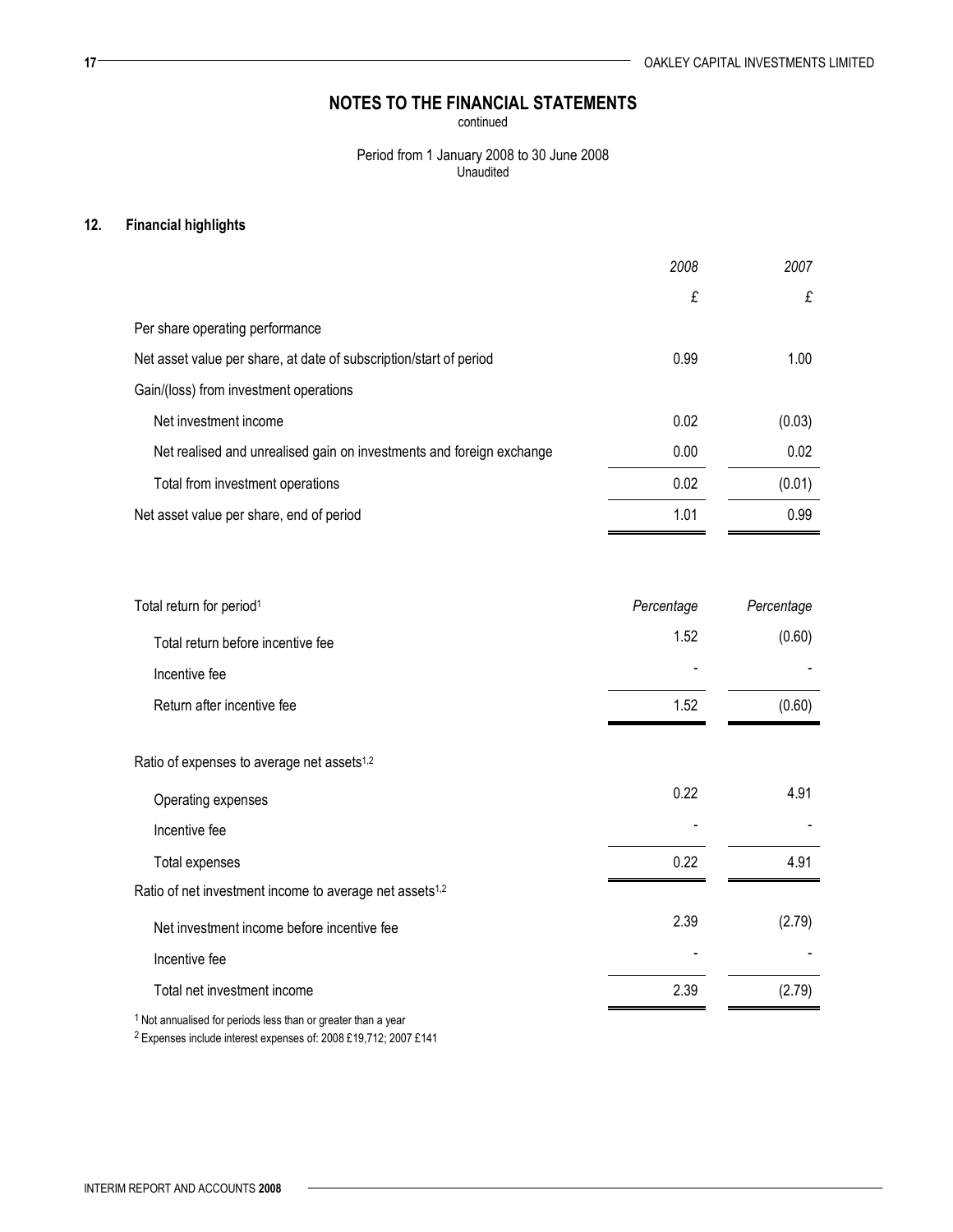# NOTES TO THE FINANCIAL STATEMENTS

continued

Period from 1 January 2008 to 30 June 2008
Unaudited

## 12. Financial highlights

| | *2008* | *2007* |
|---|---|---|
| | £ | £ |
| Per share operating performance | | |
| Net asset value per share, at date of subscription/start of period | 0.99 | 1.00 |
| Gain/(loss) from investment operations | | |
| Net investment income | 0.02 | (0.03) |
| Net realised and unrealised gain on investments and foreign exchange | 0.00 | 0.02 |
| Total from investment operations | 0.02 | (0.01) |
| Net asset value per share, end of period | 1.01 | 0.99 |

| Total return for period[1] | *Percentage* | *Percentage* |
|---|---|---|
| Total return before incentive fee | 1.52 | (0.60) |
| Incentive fee | - | - |
| Return after incentive fee | 1.52 | (0.60) |
| Ratio of expenses to average net assets[1,2] | | |
| Operating expenses | 0.22 | 4.91 |
| Incentive fee | - | - |
| Total expenses | 0.22 | 4.91 |
| Ratio of net investment income to average net assets[1,2] | | |
| Net investment income before incentive fee | 2.39 | (2.79) |
| Incentive fee | - | - |
| Total net investment income | 2.39 | (2.79) |

[1] Not annualised for periods less than or greater than a year

[2] Expenses include interest expenses of: 2008 £19,712; 2007 £141